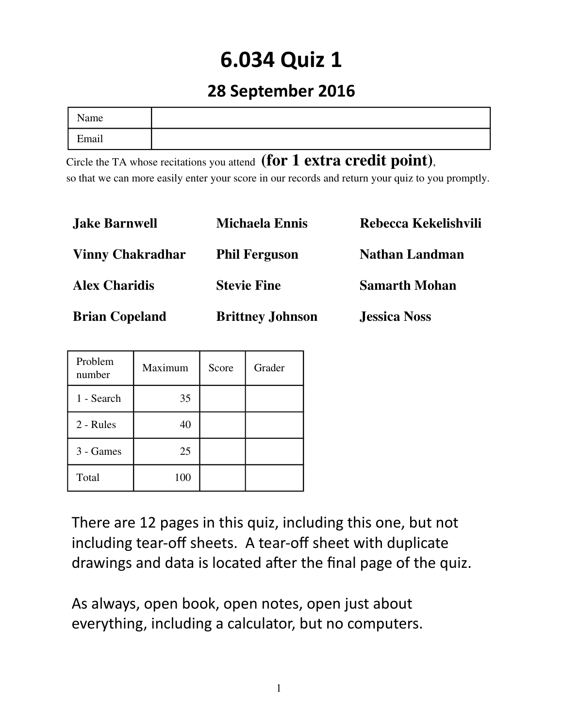# 6.034 Quiz 1

## 28 September 2016

| Name | |
|---|---|
| Email | |

Circle the TA whose recitations you attend **(for 1 extra credit point)**, so that we can more easily enter your score in our records and return your quiz to you promptly.

| | | |
|---|---|---|
| **Jake Barnwell** | **Michaela Ennis** | **Rebecca Kekelishvili** |
| **Vinny Chakradhar** | **Phil Ferguson** | **Nathan Landman** |
| **Alex Charidis** | **Stevie Fine** | **Samarth Mohan** |
| **Brian Copeland** | **Brittney Johnson** | **Jessica Noss** |

| Problem number | Maximum | Score | Grader |
|---|---|---|---|
| 1 - Search | 35 | | |
| 2 - Rules | 40 | | |
| 3 - Games | 25 | | |
| Total | 100 | | |

There are 12 pages in this quiz, including this one, but not including tear-off sheets. A tear-off sheet with duplicate drawings and data is located after the final page of the quiz.

As always, open book, open notes, open just about everything, including a calculator, but no computers.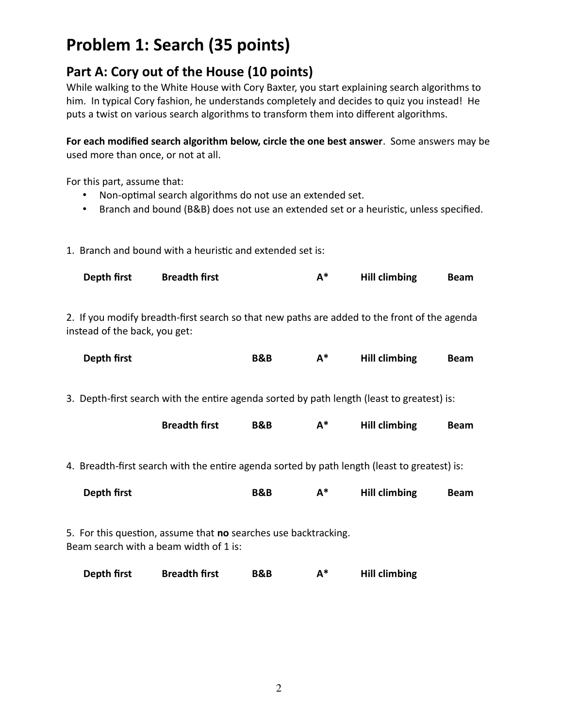# Problem 1: Search (35 points)

## Part A: Cory out of the House (10 points)

While walking to the White House with Cory Baxter, you start explaining search algorithms to him. In typical Cory fashion, he understands completely and decides to quiz you instead! He puts a twist on various search algorithms to transform them into different algorithms.

**For each modified search algorithm below, circle the one best answer**. Some answers may be used more than once, or not at all.

For this part, assume that:

- Non-optimal search algorithms do not use an extended set.
- Branch and bound (B&B) does not use an extended set or a heuristic, unless specified.

1. Branch and bound with a heuristic and extended set is:

**Depth first** **Breadth first** **A*** **Hill climbing** **Beam**

2. If you modify breadth-first search so that new paths are added to the front of the agenda instead of the back, you get:

**Depth first** **B&B** **A*** **Hill climbing** **Beam**

3. Depth-first search with the entire agenda sorted by path length (least to greatest) is:

**Breadth first** **B&B** **A*** **Hill climbing** **Beam**

4. Breadth-first search with the entire agenda sorted by path length (least to greatest) is:

**Depth first** **B&B** **A*** **Hill climbing** **Beam**

5. For this question, assume that **no** searches use backtracking.
Beam search with a beam width of 1 is:

**Depth first** **Breadth first** **B&B** **A*** **Hill climbing**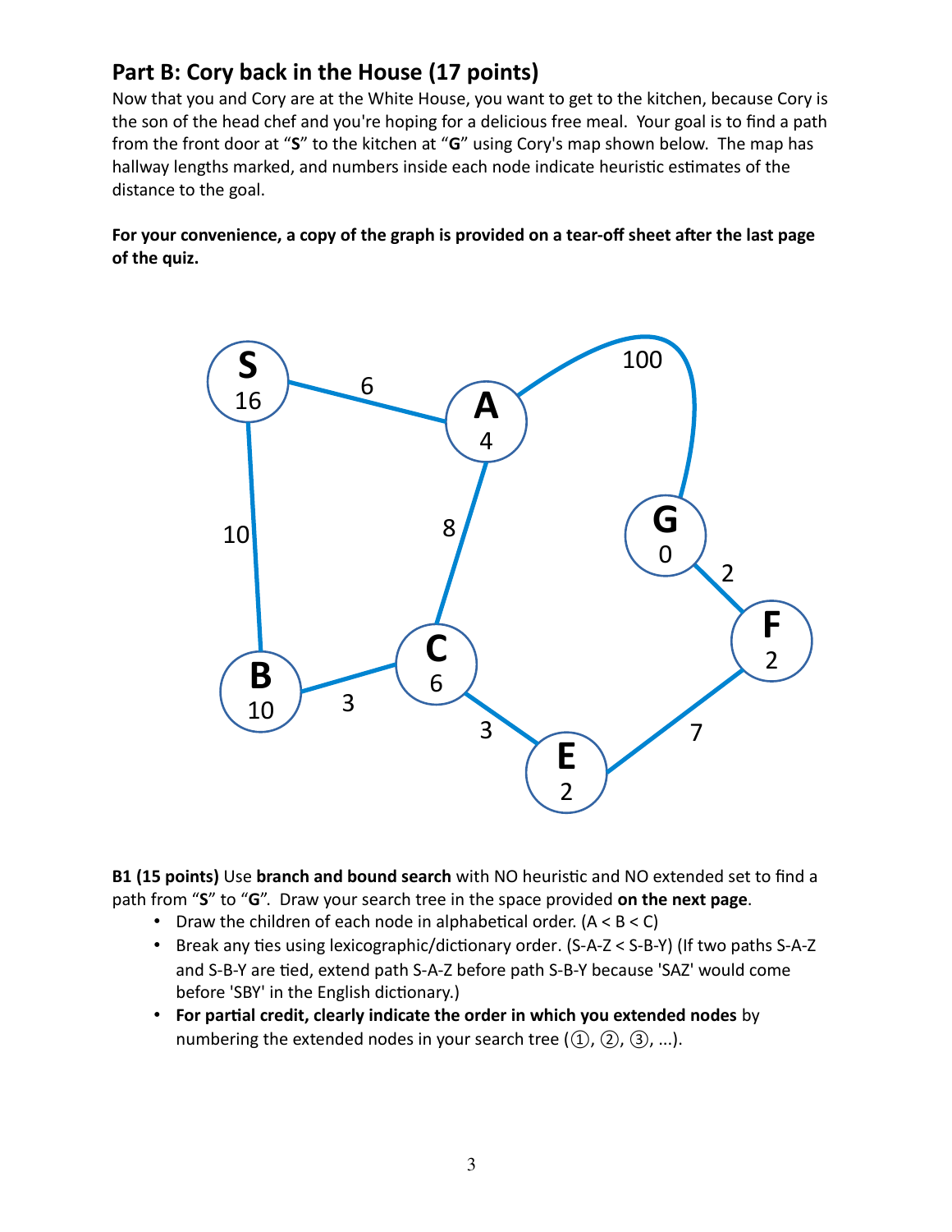## Part B: Cory back in the House (17 points)

Now that you and Cory are at the White House, you want to get to the kitchen, because Cory is the son of the head chef and you're hoping for a delicious free meal. Your goal is to find a path from the front door at "**S**" to the kitchen at "**G**" using Cory's map shown below. The map has hallway lengths marked, and numbers inside each node indicate heuristic estimates of the distance to the goal.

**For your convenience, a copy of the graph is provided on a tear-off sheet after the last page of the quiz.**

**B1 (15 points)** Use **branch and bound search** with NO heuristic and NO extended set to find a path from "**S**" to "**G**". Draw your search tree in the space provided **on the next page**.

- Draw the children of each node in alphabetical order. (A < B < C)
- Break any ties using lexicographic/dictionary order. (S-A-Z < S-B-Y) (If two paths S-A-Z and S-B-Y are tied, extend path S-A-Z before path S-B-Y because 'SAZ' would come before 'SBY' in the English dictionary.)
- **For partial credit, clearly indicate the order in which you extended nodes** by numbering the extended nodes in your search tree (①, ②, ③, ...).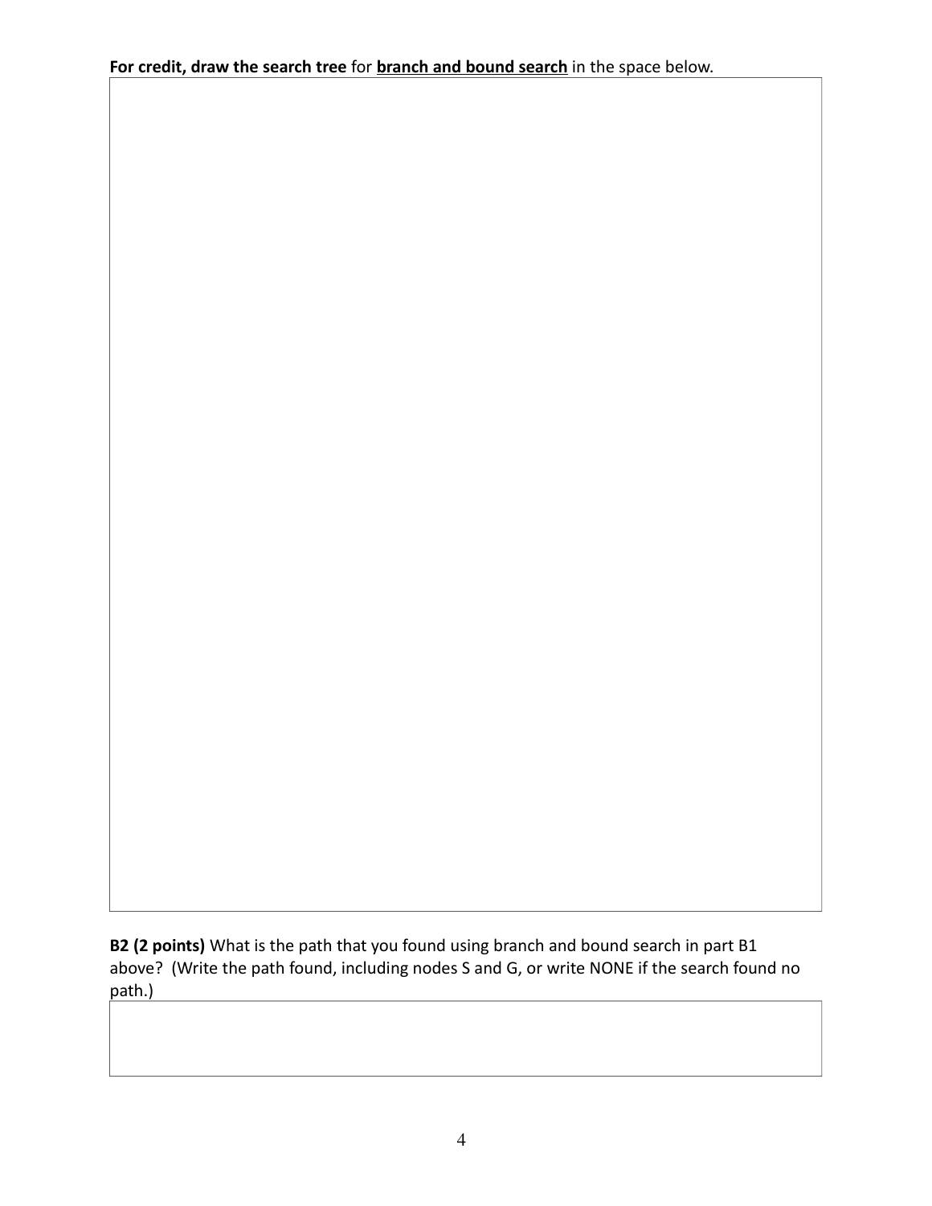**For credit, draw the search tree** for **<u>branch and bound search</u>** in the space below.

**B2 (2 points)** What is the path that you found using branch and bound search in part B1 above? (Write the path found, including nodes S and G, or write NONE if the search found no path.)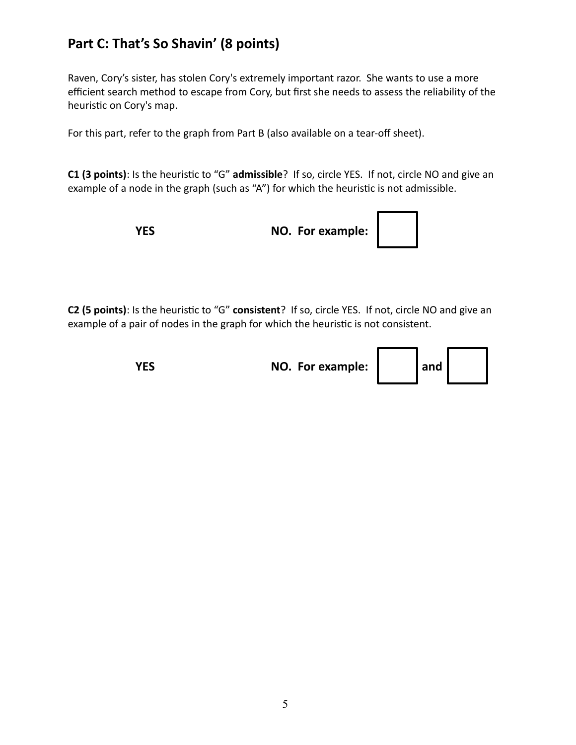## Part C: That's So Shavin' (8 points)

Raven, Cory's sister, has stolen Cory's extremely important razor. She wants to use a more efficient search method to escape from Cory, but first she needs to assess the reliability of the heuristic on Cory's map.

For this part, refer to the graph from Part B (also available on a tear-off sheet).

**C1 (3 points)**: Is the heuristic to "G" **admissible**? If so, circle YES. If not, circle NO and give an example of a node in the graph (such as "A") for which the heuristic is not admissible.

**YES** **NO. For example:** [ ]

**C2 (5 points)**: Is the heuristic to "G" **consistent**? If so, circle YES. If not, circle NO and give an example of a pair of nodes in the graph for which the heuristic is not consistent.

**YES** **NO. For example:** [ ] **and** [ ]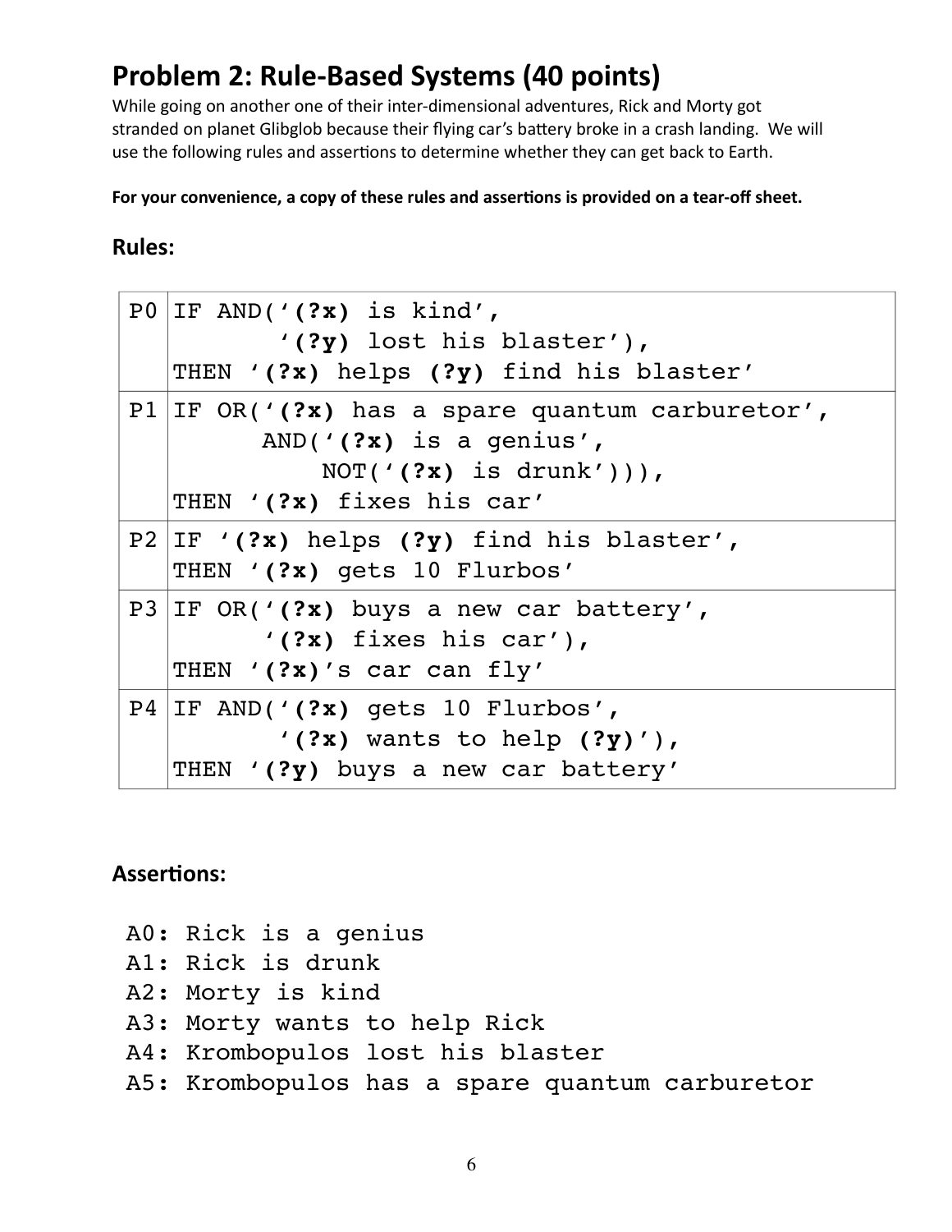## Problem 2: Rule-Based Systems (40 points)

While going on another one of their inter-dimensional adventures, Rick and Morty got stranded on planet Glibglob because their flying car's battery broke in a crash landing. We will use the following rules and assertions to determine whether they can get back to Earth.

**For your convenience, a copy of these rules and assertions is provided on a tear-off sheet.**

### Rules:

| | |
|---|---|
| P0 | IF AND('**(?x)** is kind',<br>        '**(?y)** lost his blaster'),<br>THEN '**(?x)** helps **(?y)** find his blaster' |
| P1 | IF OR('**(?x)** has a spare quantum carburetor',<br>      AND('**(?x)** is a genius',<br>          NOT('**(?x)** is drunk'))),<br>THEN '**(?x)** fixes his car' |
| P2 | IF '**(?x)** helps **(?y)** find his blaster',<br>THEN '**(?x)** gets 10 Flurbos' |
| P3 | IF OR('**(?x)** buys a new car battery',<br>      '**(?x)** fixes his car'),<br>THEN '**(?x)**'s car can fly' |
| P4 | IF AND('**(?x)** gets 10 Flurbos',<br>        '**(?x)** wants to help **(?y)**'),<br>THEN '**(?y)** buys a new car battery' |

### Assertions:

```
A0: Rick is a genius
A1: Rick is drunk
A2: Morty is kind
A3: Morty wants to help Rick
A4: Krombopulos lost his blaster
A5: Krombopulos has a spare quantum carburetor
```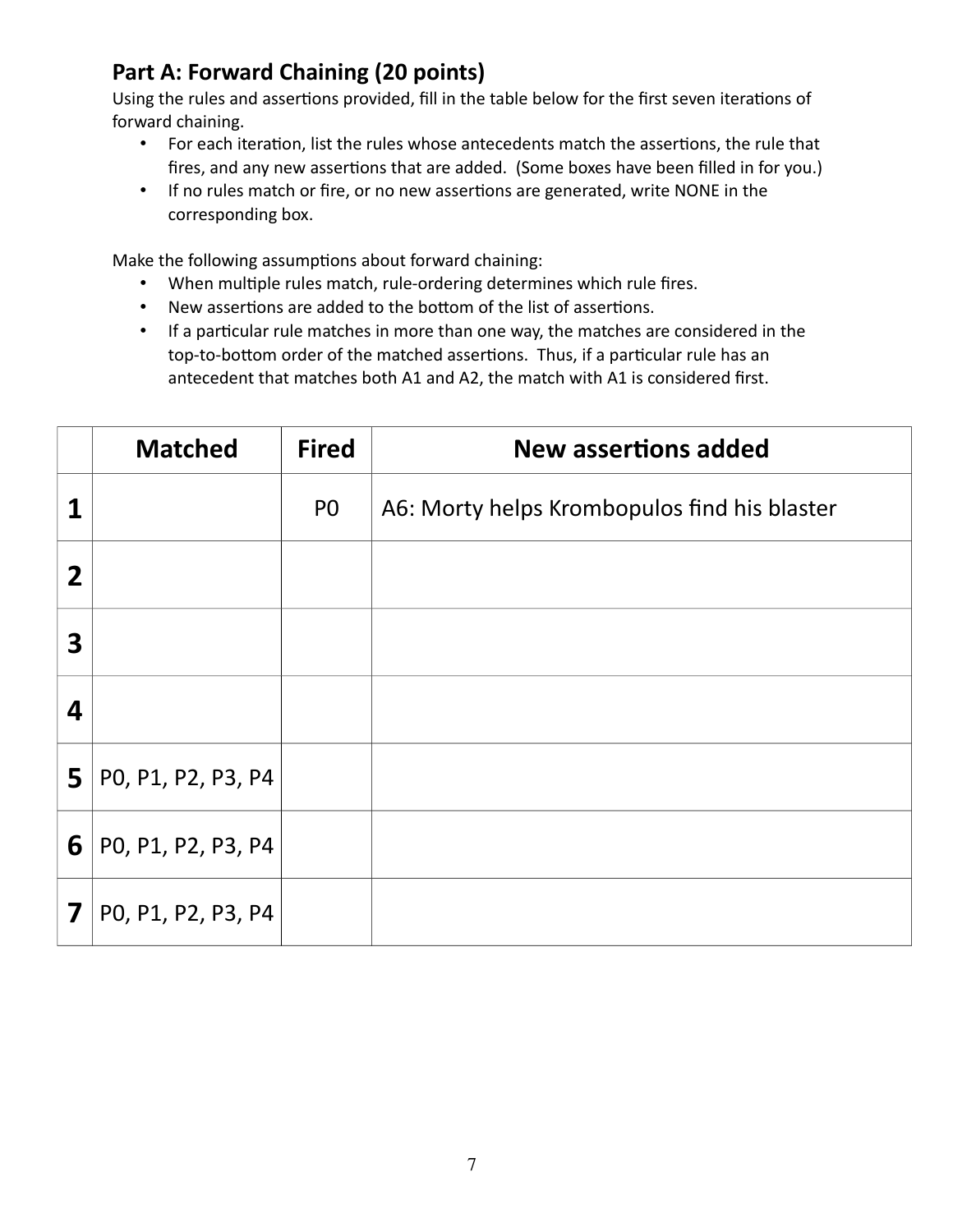## Part A: Forward Chaining (20 points)

Using the rules and assertions provided, fill in the table below for the first seven iterations of forward chaining.

- For each iteration, list the rules whose antecedents match the assertions, the rule that fires, and any new assertions that are added. (Some boxes have been filled in for you.)
- If no rules match or fire, or no new assertions are generated, write NONE in the corresponding box.

Make the following assumptions about forward chaining:

- When multiple rules match, rule-ordering determines which rule fires.
- New assertions are added to the bottom of the list of assertions.
- If a particular rule matches in more than one way, the matches are considered in the top-to-bottom order of the matched assertions. Thus, if a particular rule has an antecedent that matches both A1 and A2, the match with A1 is considered first.

| | Matched | Fired | New assertions added |
|---|---|---|---|
| **1** | | P0 | A6: Morty helps Krombopulos find his blaster |
| **2** | | | |
| **3** | | | |
| **4** | | | |
| **5** | P0, P1, P2, P3, P4 | | |
| **6** | P0, P1, P2, P3, P4 | | |
| **7** | P0, P1, P2, P3, P4 | | |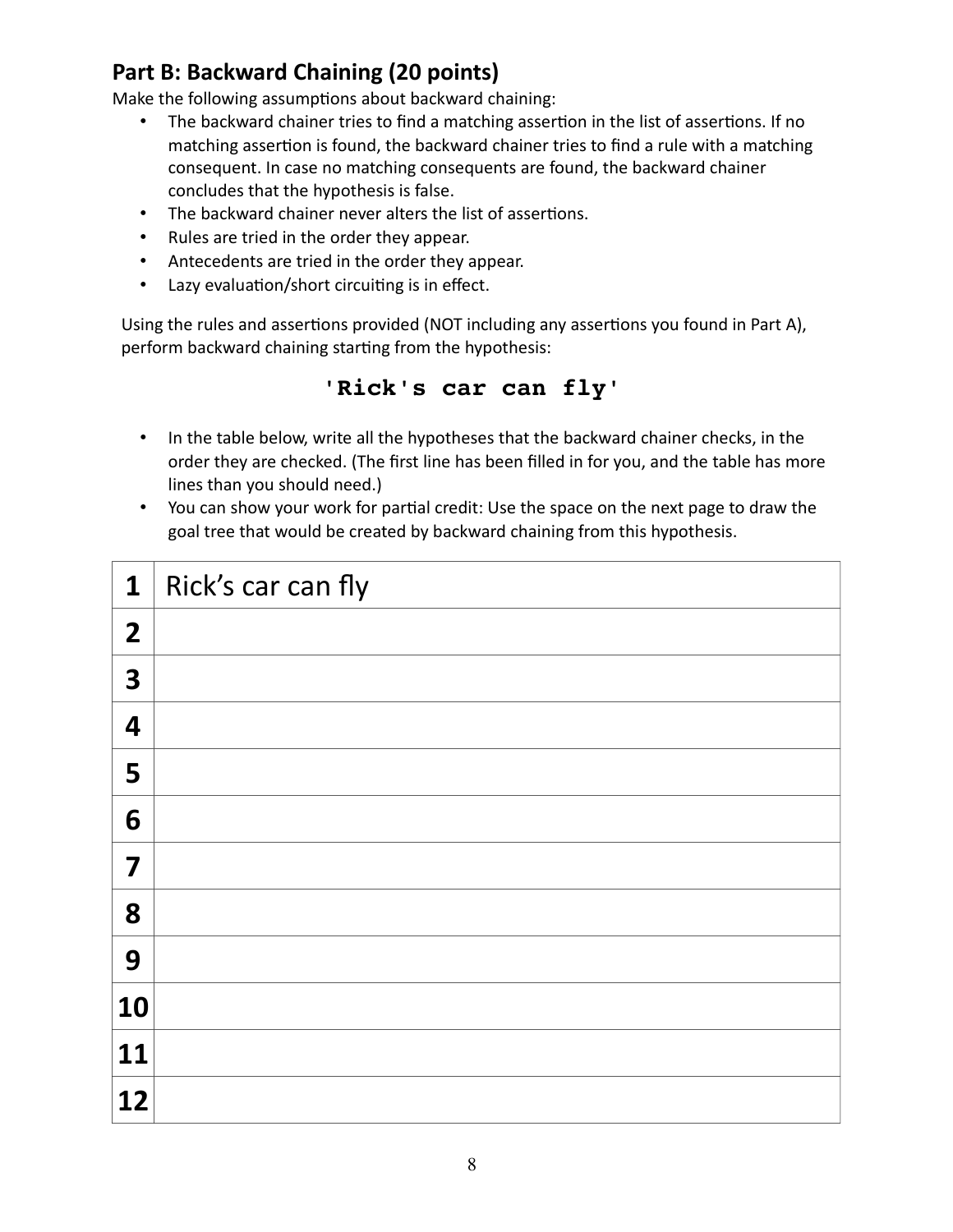## Part B: Backward Chaining (20 points)

Make the following assumptions about backward chaining:

- The backward chainer tries to find a matching assertion in the list of assertions. If no matching assertion is found, the backward chainer tries to find a rule with a matching consequent. In case no matching consequents are found, the backward chainer concludes that the hypothesis is false.
- The backward chainer never alters the list of assertions.
- Rules are tried in the order they appear.
- Antecedents are tried in the order they appear.
- Lazy evaluation/short circuiting is in effect.

Using the rules and assertions provided (NOT including any assertions you found in Part A), perform backward chaining starting from the hypothesis:

**`'Rick's car can fly'`**

- In the table below, write all the hypotheses that the backward chainer checks, in the order they are checked. (The first line has been filled in for you, and the table has more lines than you should need.)
- You can show your work for partial credit: Use the space on the next page to draw the goal tree that would be created by backward chaining from this hypothesis.

| | |
|---|---|
| **1** | Rick's car can fly |
| **2** | |
| **3** | |
| **4** | |
| **5** | |
| **6** | |
| **7** | |
| **8** | |
| **9** | |
| **10** | |
| **11** | |
| **12** | |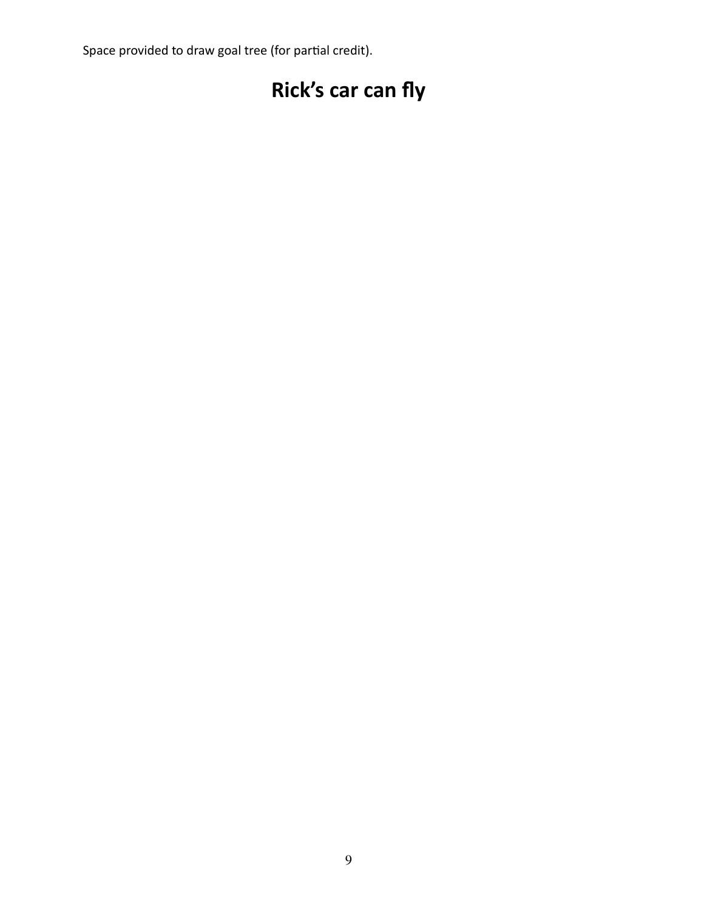Space provided to draw goal tree (for partial credit).

# Rick's car can fly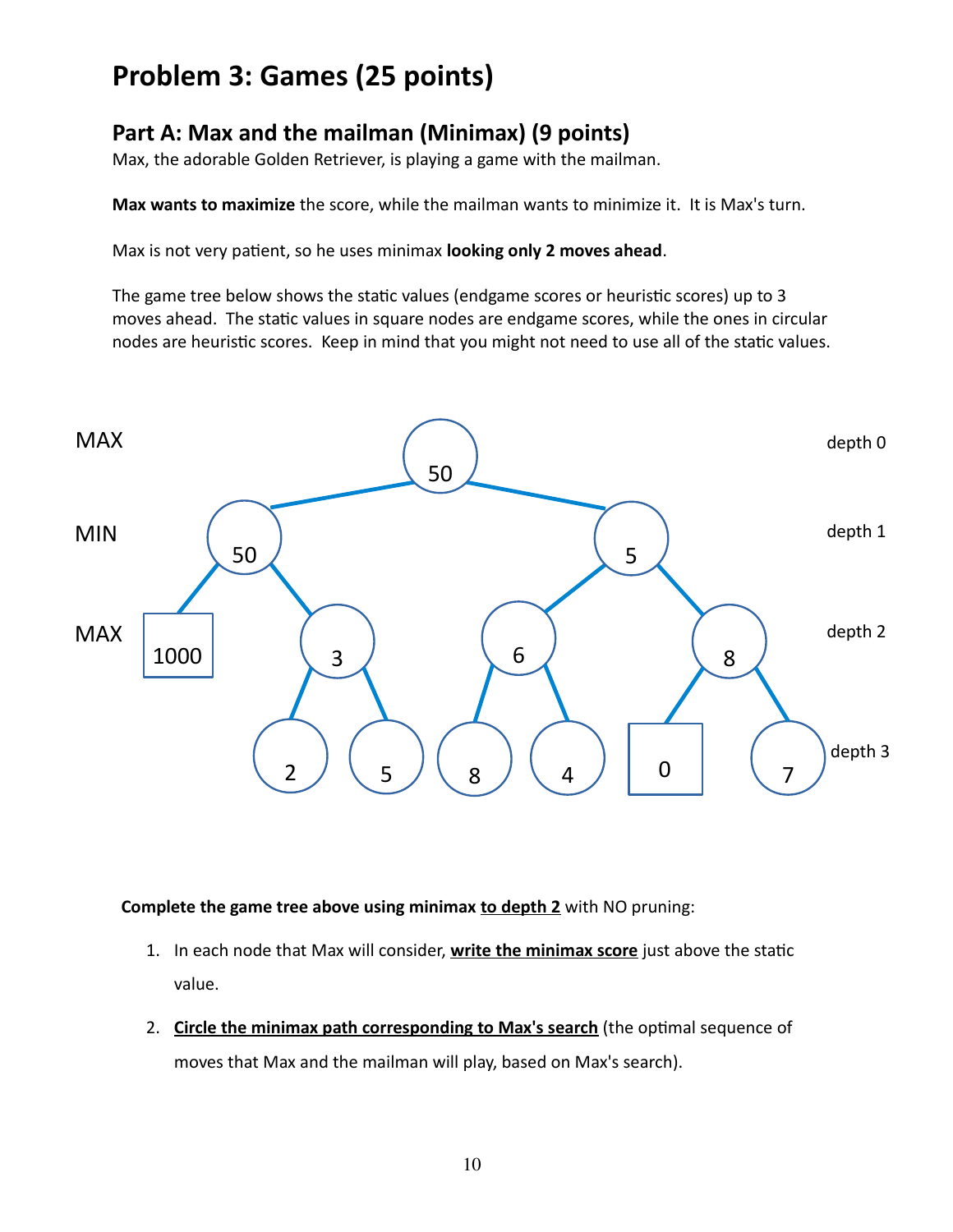# Problem 3: Games (25 points)

## Part A: Max and the mailman (Minimax) (9 points)

Max, the adorable Golden Retriever, is playing a game with the mailman.

**Max wants to maximize** the score, while the mailman wants to minimize it. It is Max's turn.

Max is not very patient, so he uses minimax **looking only 2 moves ahead**.

The game tree below shows the static values (endgame scores or heuristic scores) up to 3 moves ahead. The static values in square nodes are endgame scores, while the ones in circular nodes are heuristic scores. Keep in mind that you might not need to use all of the static values.

MAX — depth 0: 50

MIN — depth 1: 50, 5

MAX — depth 2: [1000], 3, 6, 8

depth 3: 2, 5, 8, 4, [0], 7

**Complete the game tree above using minimax <u>to depth 2</u>** with NO pruning:

1. In each node that Max will consider, **<u>write the minimax score</u>** just above the static value.
2. **<u>Circle the minimax path corresponding to Max's search</u>** (the optimal sequence of moves that Max and the mailman will play, based on Max's search).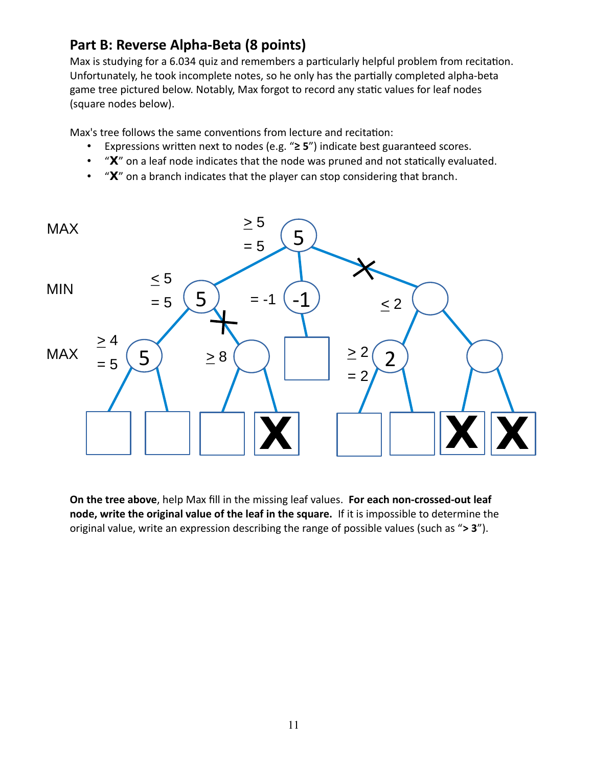## Part B: Reverse Alpha-Beta (8 points)

Max is studying for a 6.034 quiz and remembers a particularly helpful problem from recitation. Unfortunately, he took incomplete notes, so he only has the partially completed alpha-beta game tree pictured below. Notably, Max forgot to record any static values for leaf nodes (square nodes below).

Max's tree follows the same conventions from lecture and recitation:

- Expressions written next to nodes (e.g. "**≥ 5**") indicate best guaranteed scores.
- "**X**" on a leaf node indicates that the node was pruned and not statically evaluated.
- "**X**" on a branch indicates that the player can stop considering that branch.

**On the tree above**, help Max fill in the missing leaf values. **For each non-crossed-out leaf node, write the original value of the leaf in the square.** If it is impossible to determine the original value, write an expression describing the range of possible values (such as "**> 3**").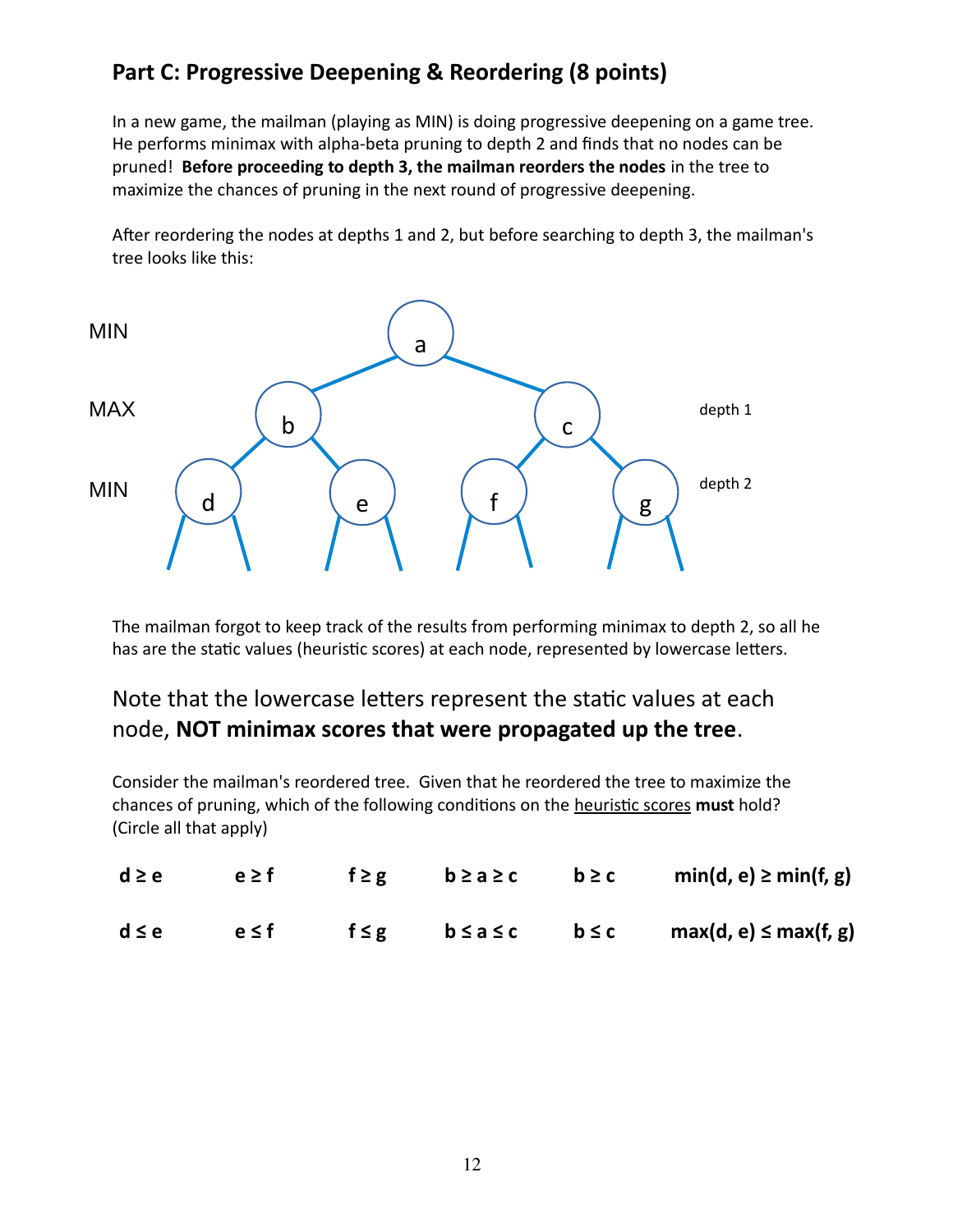## Part C: Progressive Deepening & Reordering (8 points)

In a new game, the mailman (playing as MIN) is doing progressive deepening on a game tree. He performs minimax with alpha-beta pruning to depth 2 and finds that no nodes can be pruned! **Before proceeding to depth 3, the mailman reorders the nodes** in the tree to maximize the chances of pruning in the next round of progressive deepening.

After reordering the nodes at depths 1 and 2, but before searching to depth 3, the mailman's tree looks like this:

MIN: a
MAX: b, c (depth 1)
MIN: d, e, f, g (depth 2)

The mailman forgot to keep track of the results from performing minimax to depth 2, so all he has are the static values (heuristic scores) at each node, represented by lowercase letters.

Note that the lowercase letters represent the static values at each node, **NOT minimax scores that were propagated up the tree**.

Consider the mailman's reordered tree. Given that he reordered the tree to maximize the chances of pruning, which of the following conditions on the heuristic scores **must** hold? (Circle all that apply)

| | | | | | |
|---|---|---|---|---|---|
| **d ≥ e** | **e ≥ f** | **f ≥ g** | **b ≥ a ≥ c** | **b ≥ c** | **min(d, e) ≥ min(f, g)** |
| **d ≤ e** | **e ≤ f** | **f ≤ g** | **b ≤ a ≤ c** | **b ≤ c** | **max(d, e) ≤ max(f, g)** |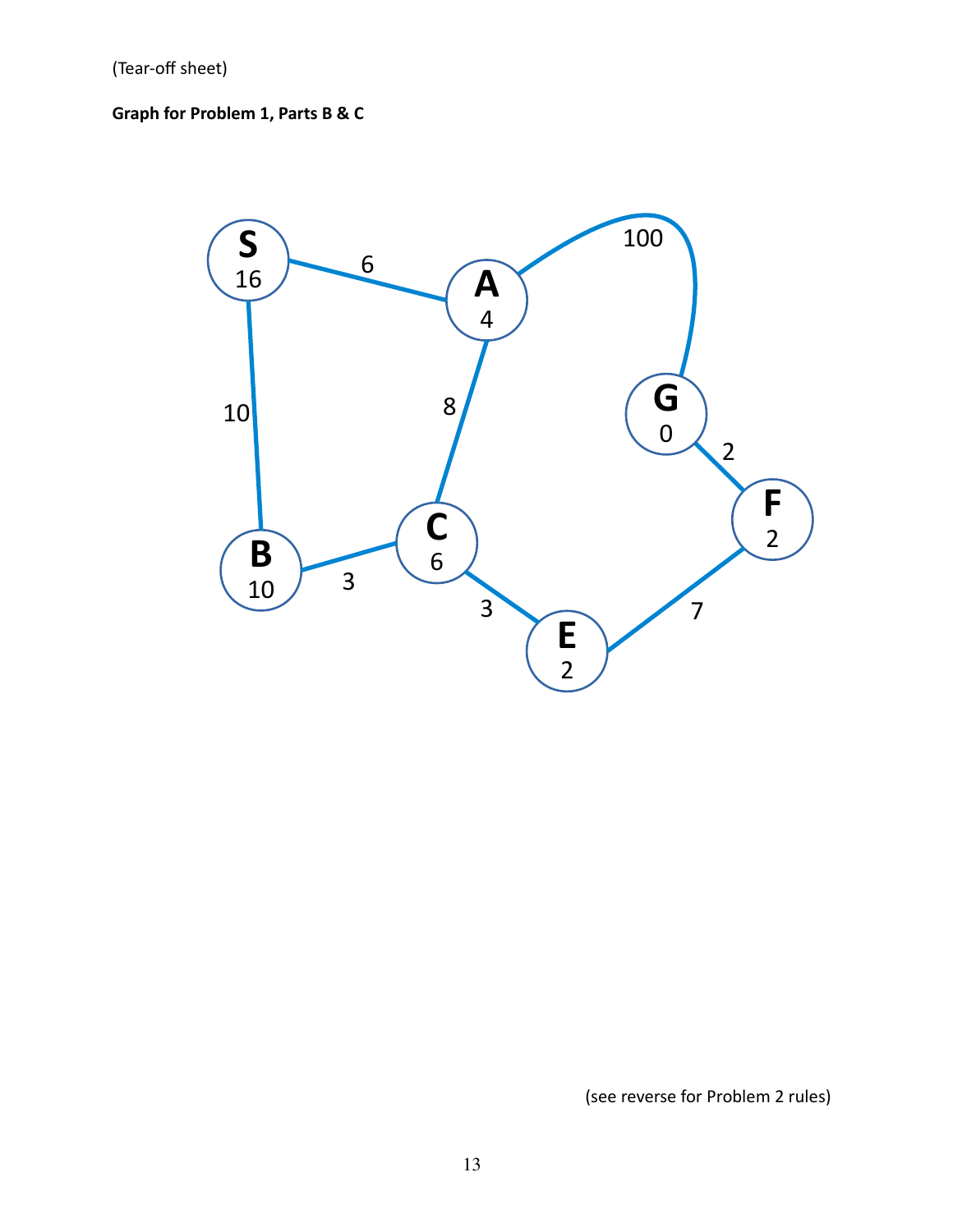(Tear-off sheet)

**Graph for Problem 1, Parts B & C**

(see reverse for Problem 2 rules)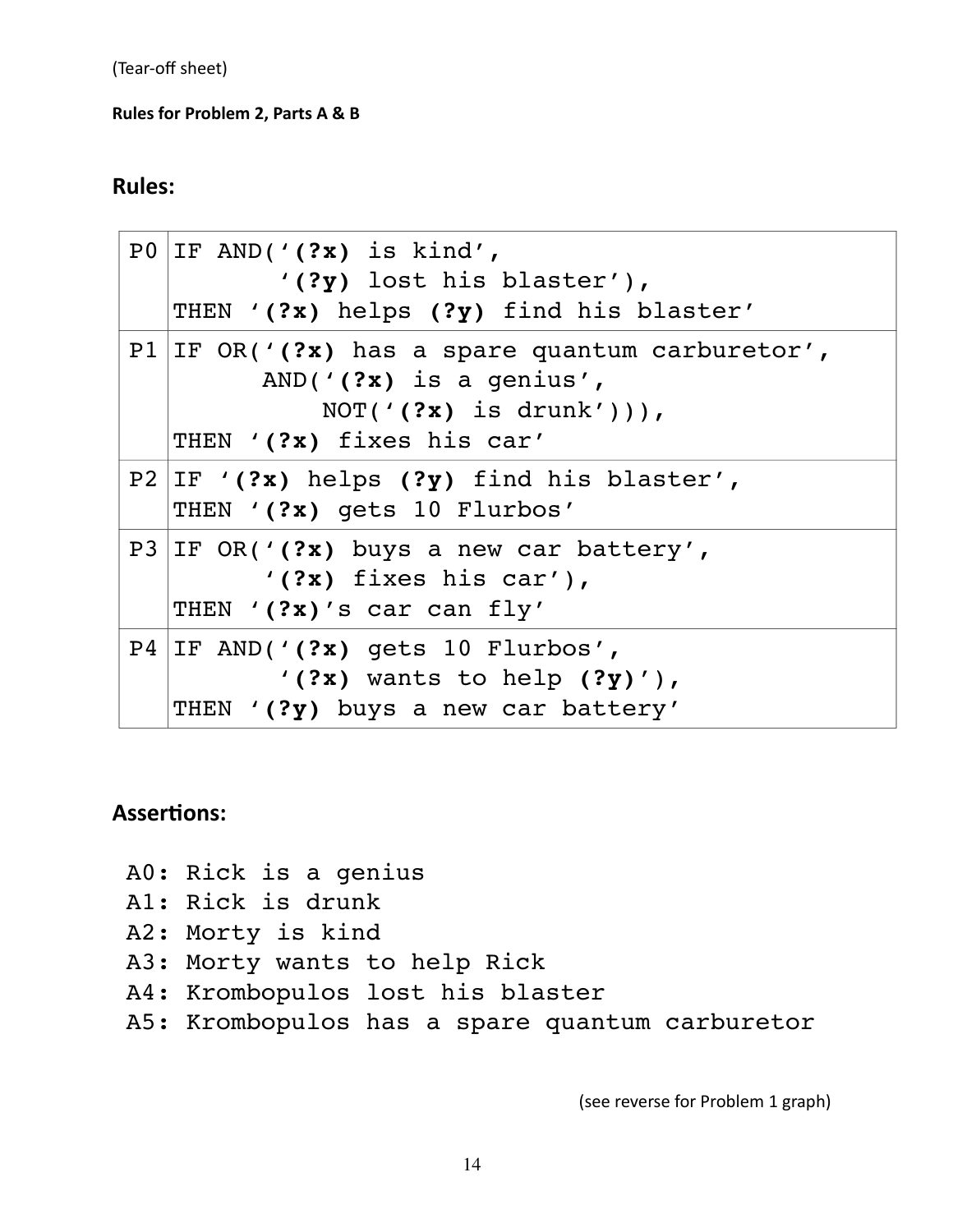(Tear-off sheet)

**Rules for Problem 2, Parts A & B**

## Rules:

| | |
|---|---|
| P0 | IF AND('**(?x)** is kind',<br>'**(?y)** lost his blaster'),<br>THEN '**(?x)** helps **(?y)** find his blaster' |
| P1 | IF OR('**(?x)** has a spare quantum carburetor',<br>AND('**(?x)** is a genius',<br>NOT('**(?x)** is drunk'))),<br>THEN '**(?x)** fixes his car' |
| P2 | IF '**(?x)** helps **(?y)** find his blaster',<br>THEN '**(?x)** gets 10 Flurbos' |
| P3 | IF OR('**(?x)** buys a new car battery',<br>'**(?x)** fixes his car'),<br>THEN '**(?x)**'s car can fly' |
| P4 | IF AND('**(?x)** gets 10 Flurbos',<br>'**(?x)** wants to help **(?y)**'),<br>THEN '**(?y)** buys a new car battery' |

## Assertions:

```
A0: Rick is a genius
A1: Rick is drunk
A2: Morty is kind
A3: Morty wants to help Rick
A4: Krombopulos lost his blaster
A5: Krombopulos has a spare quantum carburetor
```

(see reverse for Problem 1 graph)